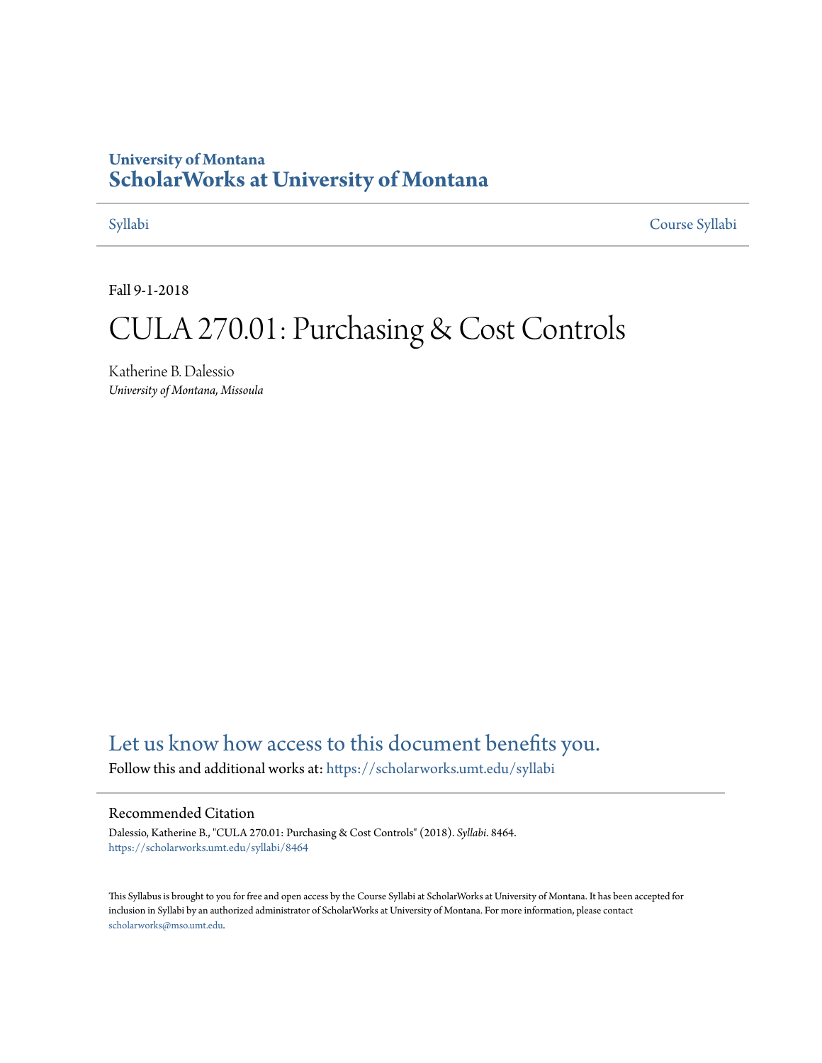University of Montana

# ScholarWorks at University of Montana

Syllabi | Course Syllabi

Fall 9-1-2018

# CULA 270.01: Purchasing & Cost Controls

Katherine B. Dalessio
*University of Montana, Missoula*

Let us know how access to this document benefits you.

Follow this and additional works at: https://scholarworks.umt.edu/syllabi

## Recommended Citation

Dalessio, Katherine B., "CULA 270.01: Purchasing & Cost Controls" (2018). *Syllabi*. 8464.
https://scholarworks.umt.edu/syllabi/8464

This Syllabus is brought to you for free and open access by the Course Syllabi at ScholarWorks at University of Montana. It has been accepted for inclusion in Syllabi by an authorized administrator of ScholarWorks at University of Montana. For more information, please contact scholarworks@mso.umt.edu.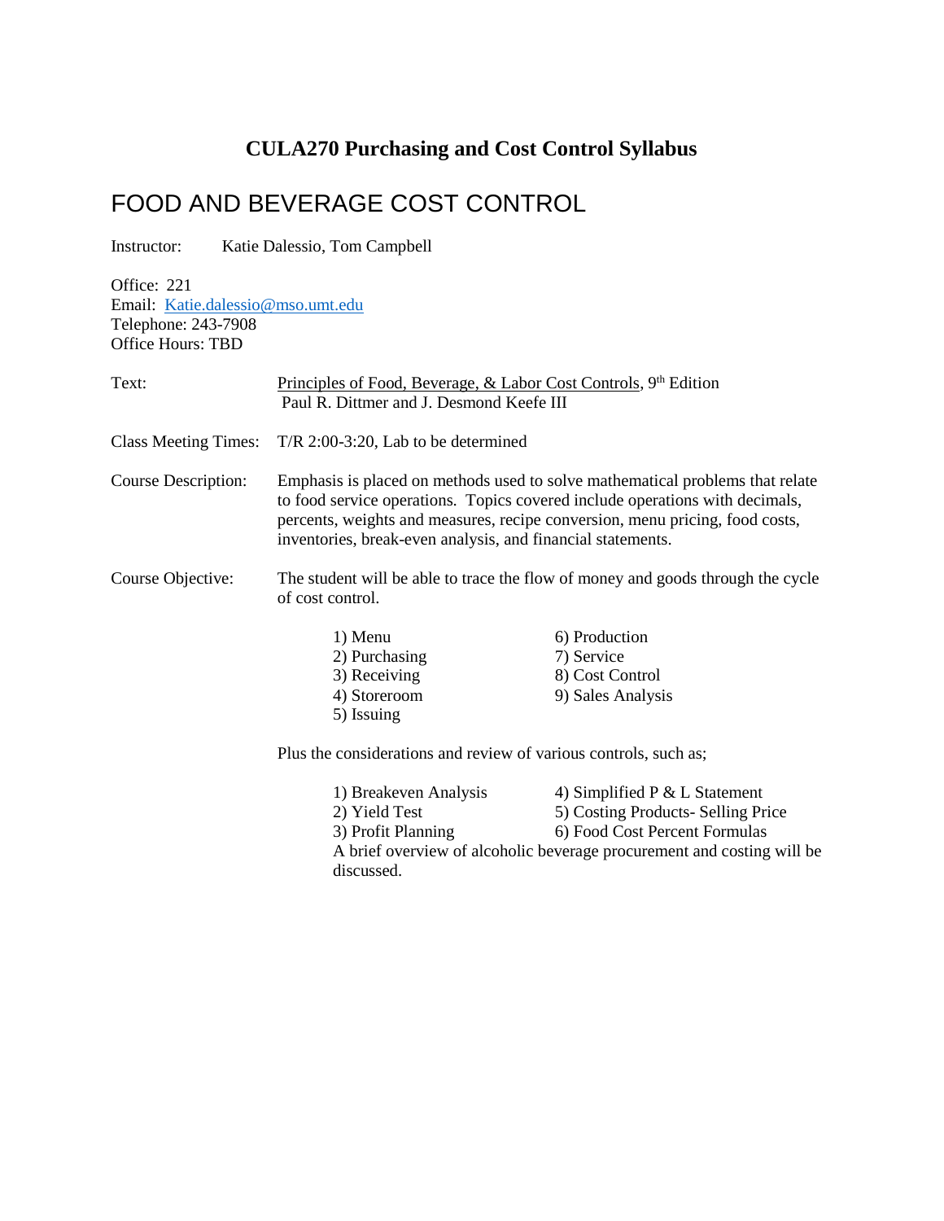# CULA270 Purchasing and Cost Control Syllabus

## FOOD AND BEVERAGE COST CONTROL

Instructor: Katie Dalessio, Tom Campbell

Office: 221
Email: Katie.dalessio@mso.umt.edu
Telephone: 243-7908
Office Hours: TBD

Text: Principles of Food, Beverage, & Labor Cost Controls, 9th Edition
Paul R. Dittmer and J. Desmond Keefe III

Class Meeting Times: T/R 2:00-3:20, Lab to be determined

Course Description: Emphasis is placed on methods used to solve mathematical problems that relate to food service operations. Topics covered include operations with decimals, percents, weights and measures, recipe conversion, menu pricing, food costs, inventories, break-even analysis, and financial statements.

Course Objective: The student will be able to trace the flow of money and goods through the cycle of cost control.

1) Menu
2) Purchasing
3) Receiving
4) Storeroom
5) Issuing
6) Production
7) Service
8) Cost Control
9) Sales Analysis

Plus the considerations and review of various controls, such as;

1) Breakeven Analysis
2) Yield Test
3) Profit Planning
4) Simplified P & L Statement
5) Costing Products- Selling Price
6) Food Cost Percent Formulas

A brief overview of alcoholic beverage procurement and costing will be discussed.